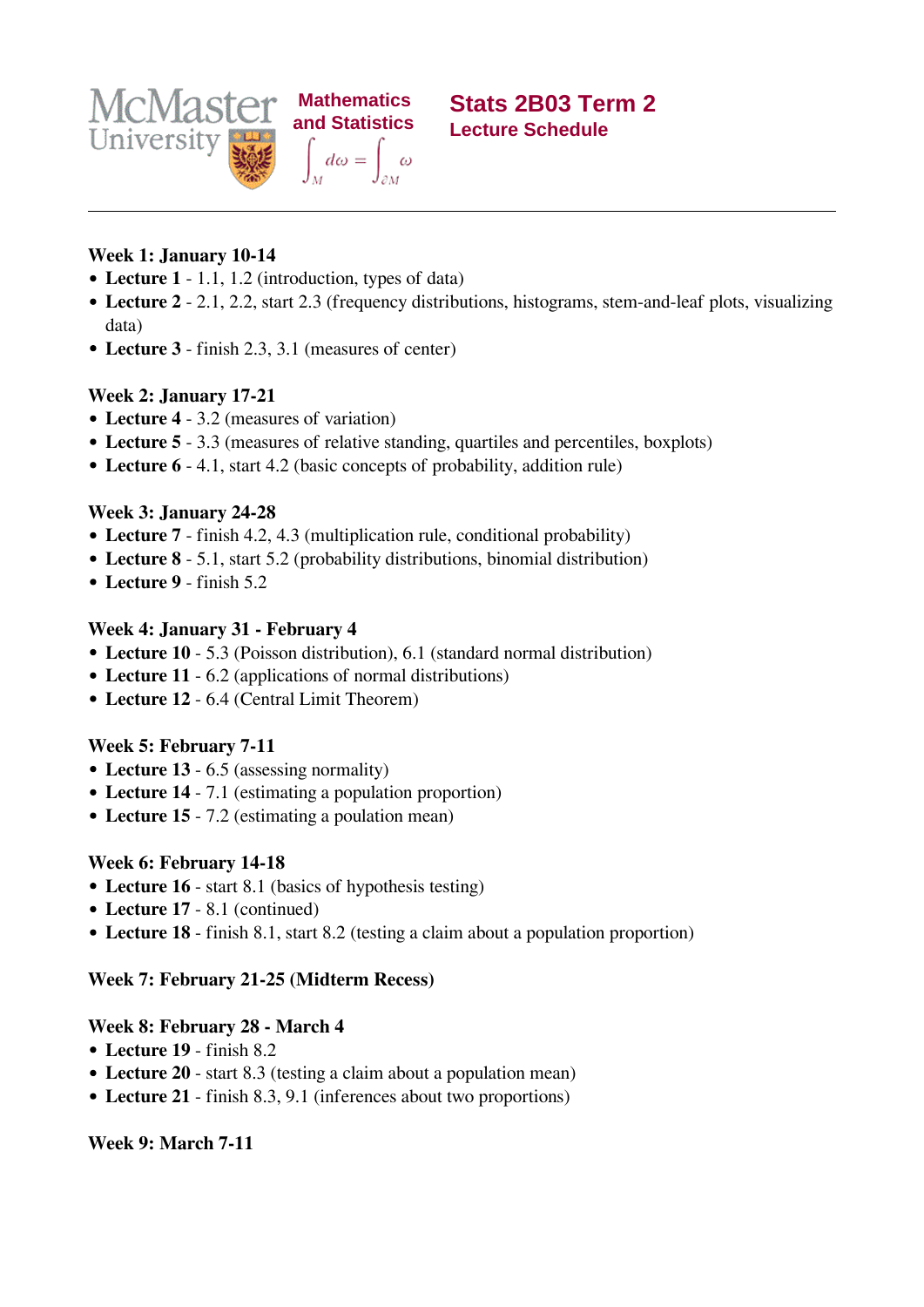McMaster University

Mathematics and Statistics

$$\int_M d\omega = \int_{\partial M} \omega$$

# Stats 2B03 Term 2

## Lecture Schedule

---

**Week 1: January 10-14**

- **Lecture 1** - 1.1, 1.2 (introduction, types of data)
- **Lecture 2** - 2.1, 2.2, start 2.3 (frequency distributions, histograms, stem-and-leaf plots, visualizing data)
- **Lecture 3** - finish 2.3, 3.1 (measures of center)

**Week 2: January 17-21**

- **Lecture 4** - 3.2 (measures of variation)
- **Lecture 5** - 3.3 (measures of relative standing, quartiles and percentiles, boxplots)
- **Lecture 6** - 4.1, start 4.2 (basic concepts of probability, addition rule)

**Week 3: January 24-28**

- **Lecture 7** - finish 4.2, 4.3 (multiplication rule, conditional probability)
- **Lecture 8** - 5.1, start 5.2 (probability distributions, binomial distribution)
- **Lecture 9** - finish 5.2

**Week 4: January 31 - February 4**

- **Lecture 10** - 5.3 (Poisson distribution), 6.1 (standard normal distribution)
- **Lecture 11** - 6.2 (applications of normal distributions)
- **Lecture 12** - 6.4 (Central Limit Theorem)

**Week 5: February 7-11**

- **Lecture 13** - 6.5 (assessing normality)
- **Lecture 14** - 7.1 (estimating a population proportion)
- **Lecture 15** - 7.2 (estimating a poulation mean)

**Week 6: February 14-18**

- **Lecture 16** - start 8.1 (basics of hypothesis testing)
- **Lecture 17** - 8.1 (continued)
- **Lecture 18** - finish 8.1, start 8.2 (testing a claim about a population proportion)

**Week 7: February 21-25 (Midterm Recess)**

**Week 8: February 28 - March 4**

- **Lecture 19** - finish 8.2
- **Lecture 20** - start 8.3 (testing a claim about a population mean)
- **Lecture 21** - finish 8.3, 9.1 (inferences about two proportions)

**Week 9: March 7-11**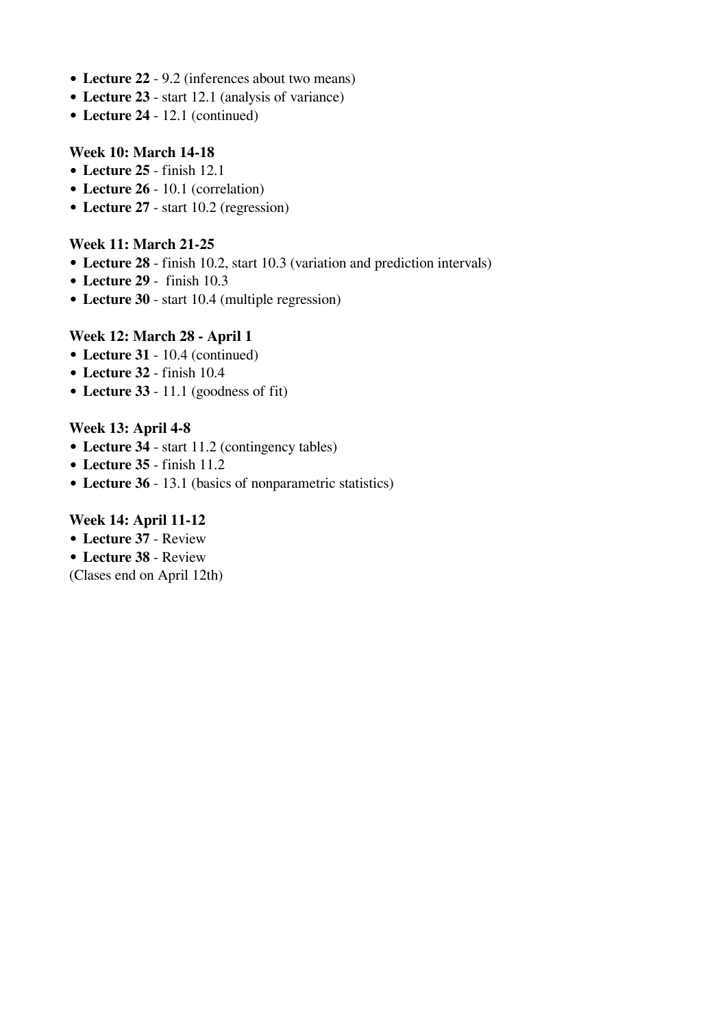- **Lecture 22** - 9.2 (inferences about two means)
- **Lecture 23** - start 12.1 (analysis of variance)
- **Lecture 24** - 12.1 (continued)

**Week 10: March 14-18**
- **Lecture 25** - finish 12.1
- **Lecture 26** - 10.1 (correlation)
- **Lecture 27** - start 10.2 (regression)

**Week 11: March 21-25**
- **Lecture 28** - finish 10.2, start 10.3 (variation and prediction intervals)
- **Lecture 29** - finish 10.3
- **Lecture 30** - start 10.4 (multiple regression)

**Week 12: March 28 - April 1**
- **Lecture 31** - 10.4 (continued)
- **Lecture 32** - finish 10.4
- **Lecture 33** - 11.1 (goodness of fit)

**Week 13: April 4-8**
- **Lecture 34** - start 11.2 (contingency tables)
- **Lecture 35** - finish 11.2
- **Lecture 36** - 13.1 (basics of nonparametric statistics)

**Week 14: April 11-12**
- **Lecture 37** - Review
- **Lecture 38** - Review

(Clases end on April 12th)